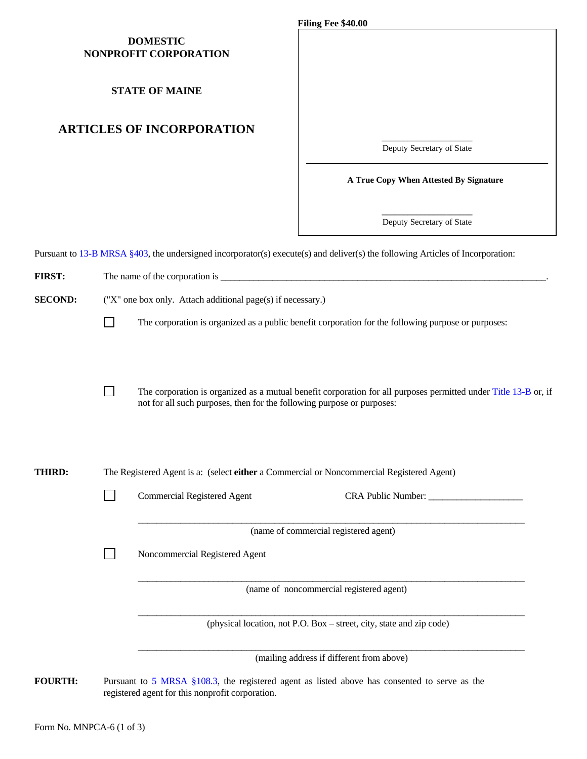**Filing Fee $40.00**

**DOMESTIC NONPROFIT CORPORATION**

**STATE OF MAINE**

# ARTICLES OF INCORPORATION

| |
|---|
| ____________________ Deputy Secretary of State |
| **A True Copy When Attested By Signature** |
| ____________________ Deputy Secretary of State |

Pursuant to 13-B MRSA §403, the undersigned incorporator(s) execute(s) and deliver(s) the following Articles of Incorporation:

**FIRST:** The name of the corporation is ________________________________________________________________________.

**SECOND:** ("X" one box only. Attach additional page(s) if necessary.)

☐ The corporation is organized as a public benefit corporation for the following purpose or purposes:

☐ The corporation is organized as a mutual benefit corporation for all purposes permitted under Title 13-B or, if not for all such purposes, then for the following purpose or purposes:

**THIRD:** The Registered Agent is a: (select **either** a Commercial or Noncommercial Registered Agent)

☐ Commercial Registered Agent CRA Public Number: ____________________

____________________________________________________________________________________
(name of commercial registered agent)

☐ Noncommercial Registered Agent

____________________________________________________________________________________
(name of noncommercial registered agent)

____________________________________________________________________________________
(physical location, not P.O. Box – street, city, state and zip code)

____________________________________________________________________________________
(mailing address if different from above)

**FOURTH:** Pursuant to 5 MRSA §108.3, the registered agent as listed above has consented to serve as the registered agent for this nonprofit corporation.

Form No. MNPCA-6 (1 of 3)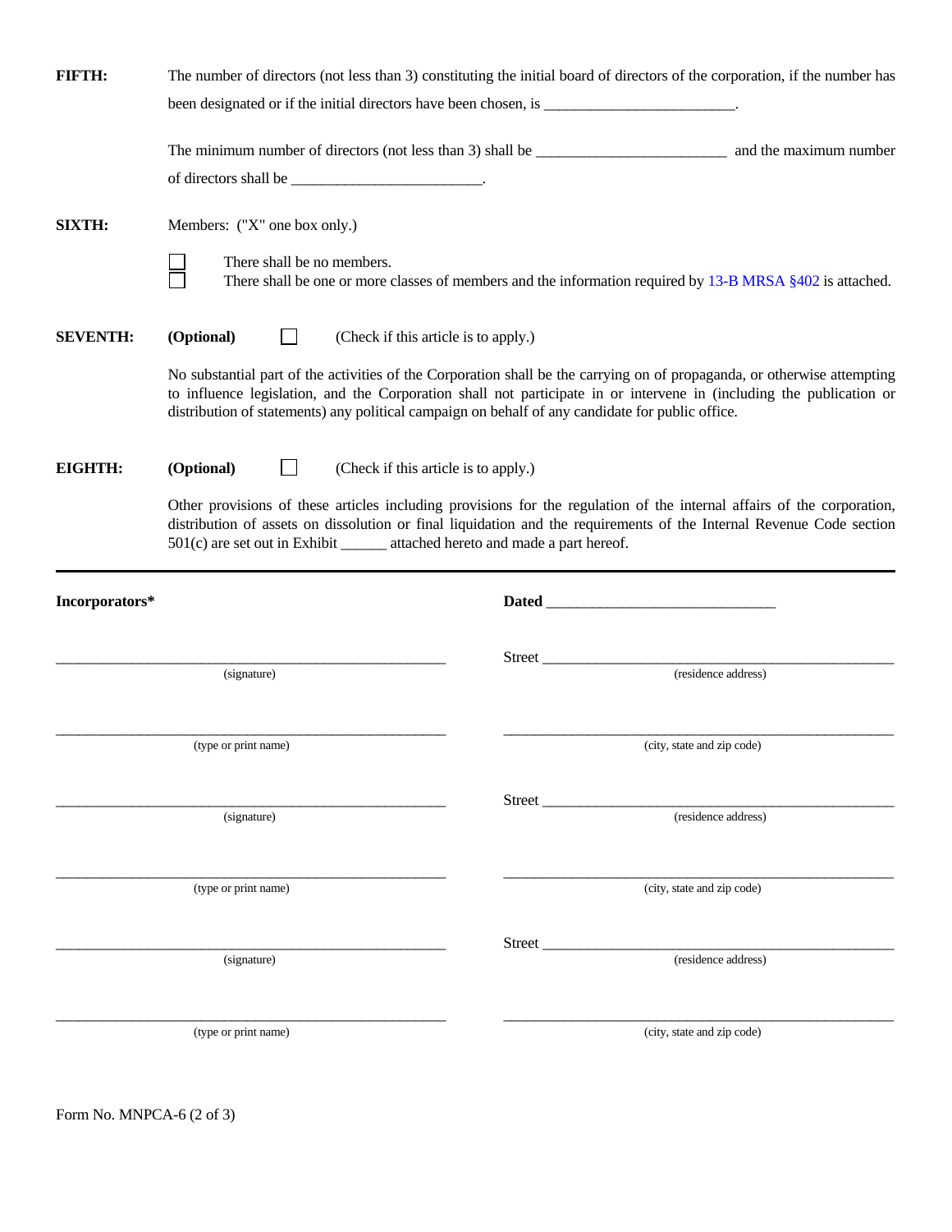**FIFTH:** The number of directors (not less than 3) constituting the initial board of directors of the corporation, if the number has been designated or if the initial directors have been chosen, is ________________________.

The minimum number of directors (not less than 3) shall be ________________________ and the maximum number of directors shall be ________________________.

**SIXTH:** Members: ("X" one box only.)

- ☐ There shall be no members.
- ☐ There shall be one or more classes of members and the information required by 13-B MRSA §402 is attached.

**SEVENTH:** **(Optional)** ☐ (Check if this article is to apply.)

No substantial part of the activities of the Corporation shall be the carrying on of propaganda, or otherwise attempting to influence legislation, and the Corporation shall not participate in or intervene in (including the publication or distribution of statements) any political campaign on behalf of any candidate for public office.

**EIGHTH:** **(Optional)** ☐ (Check if this article is to apply.)

Other provisions of these articles including provisions for the regulation of the internal affairs of the corporation, distribution of assets on dissolution or final liquidation and the requirements of the Internal Revenue Code section 501(c) are set out in Exhibit ______ attached hereto and made a part hereof.

---

**Incorporators*** **Dated** ____________________________

| | |
|---|---|
| ____________________________________ (signature) | Street ____________________________________ (residence address) |
| ____________________________________ (type or print name) | ____________________________________ (city, state and zip code) |
| ____________________________________ (signature) | Street ____________________________________ (residence address) |
| ____________________________________ (type or print name) | ____________________________________ (city, state and zip code) |
| ____________________________________ (signature) | Street ____________________________________ (residence address) |
| ____________________________________ (type or print name) | ____________________________________ (city, state and zip code) |

Form No. MNPCA-6 (2 of 3)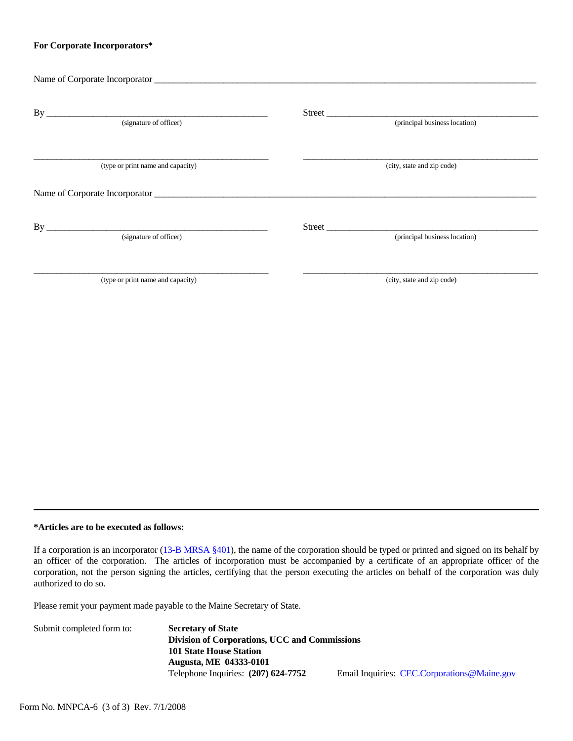**For Corporate Incorporators***

Name of Corporate Incorporator ______________________________________________

By ______________________________ (signature of officer)

Street ______________________________ (principal business location)

______________________________ (type or print name and capacity)

______________________________ (city, state and zip code)

Name of Corporate Incorporator ______________________________________________

By ______________________________ (signature of officer)

Street ______________________________ (principal business location)

______________________________ (type or print name and capacity)

______________________________ (city, state and zip code)

---

***Articles are to be executed as follows:**

If a corporation is an incorporator (13-B MRSA §401), the name of the corporation should be typed or printed and signed on its behalf by an officer of the corporation. The articles of incorporation must be accompanied by a certificate of an appropriate officer of the corporation, not the person signing the articles, certifying that the person executing the articles on behalf of the corporation was duly authorized to do so.

Please remit your payment made payable to the Maine Secretary of State.

Submit completed form to:

**Secretary of State**
**Division of Corporations, UCC and Commissions**
**101 State House Station**
**Augusta, ME 04333-0101**
Telephone Inquiries: **(207) 624-7752**　Email Inquiries: CEC.Corporations@Maine.gov

Form No. MNPCA-6 (3 of 3) Rev. 7/1/2008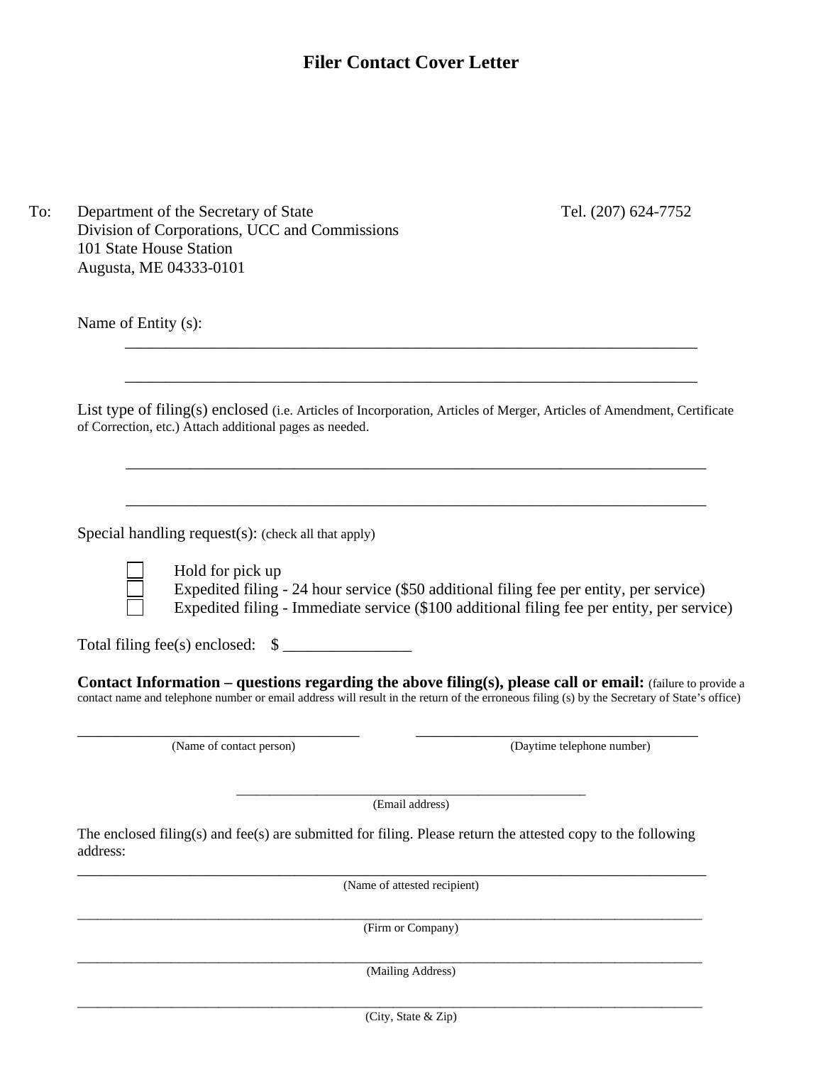# Filer Contact Cover Letter

To: Department of the Secretary of State
Division of Corporations, UCC and Commissions
101 State House Station
Augusta, ME 04333-0101

Tel. (207) 624-7752

Name of Entity (s):

\_\_\_\_\_\_\_\_\_\_\_\_\_\_\_\_\_\_\_\_\_\_\_\_\_\_\_\_\_\_\_\_\_\_\_\_\_\_\_\_\_\_\_\_\_\_\_\_\_\_\_\_\_\_\_\_\_\_\_\_\_\_\_\_\_\_\_\_\_\_

\_\_\_\_\_\_\_\_\_\_\_\_\_\_\_\_\_\_\_\_\_\_\_\_\_\_\_\_\_\_\_\_\_\_\_\_\_\_\_\_\_\_\_\_\_\_\_\_\_\_\_\_\_\_\_\_\_\_\_\_\_\_\_\_\_\_\_\_\_\_

List type of filing(s) enclosed (i.e. Articles of Incorporation, Articles of Merger, Articles of Amendment, Certificate of Correction, etc.) Attach additional pages as needed.

\_\_\_\_\_\_\_\_\_\_\_\_\_\_\_\_\_\_\_\_\_\_\_\_\_\_\_\_\_\_\_\_\_\_\_\_\_\_\_\_\_\_\_\_\_\_\_\_\_\_\_\_\_\_\_\_\_\_\_\_\_\_\_\_\_\_\_\_\_\_

\_\_\_\_\_\_\_\_\_\_\_\_\_\_\_\_\_\_\_\_\_\_\_\_\_\_\_\_\_\_\_\_\_\_\_\_\_\_\_\_\_\_\_\_\_\_\_\_\_\_\_\_\_\_\_\_\_\_\_\_\_\_\_\_\_\_\_\_\_\_

Special handling request(s): (check all that apply)

- ☐ Hold for pick up
- ☐ Expedited filing - 24 hour service ($50 additional filing fee per entity, per service)
- ☐ Expedited filing - Immediate service ($100 additional filing fee per entity, per service)

Total filing fee(s) enclosed: $ \_\_\_\_\_\_\_\_\_\_\_\_\_\_\_\_

**Contact Information – questions regarding the above filing(s), please call or email:** (failure to provide a contact name and telephone number or email address will result in the return of the erroneous filing (s) by the Secretary of State's office)

\_\_\_\_\_\_\_\_\_\_\_\_\_\_\_\_\_\_\_\_\_\_\_\_\_\_\_\_\_\_\_\_\_\_\_\_ \_\_\_\_\_\_\_\_\_\_\_\_\_\_\_\_\_\_\_\_\_\_\_\_\_\_\_\_\_\_\_\_\_\_\_\_

(Name of contact person) (Daytime telephone number)

\_\_\_\_\_\_\_\_\_\_\_\_\_\_\_\_\_\_\_\_\_\_\_\_\_\_\_\_\_\_\_\_\_\_\_\_\_\_\_\_\_\_\_\_

(Email address)

The enclosed filing(s) and fee(s) are submitted for filing. Please return the attested copy to the following address:

\_\_\_\_\_\_\_\_\_\_\_\_\_\_\_\_\_\_\_\_\_\_\_\_\_\_\_\_\_\_\_\_\_\_\_\_\_\_\_\_\_\_\_\_\_\_\_\_\_\_\_\_\_\_\_\_\_\_\_\_\_\_\_\_\_\_\_\_\_\_\_\_\_\_\_\_

(Name of attested recipient)

\_\_\_\_\_\_\_\_\_\_\_\_\_\_\_\_\_\_\_\_\_\_\_\_\_\_\_\_\_\_\_\_\_\_\_\_\_\_\_\_\_\_\_\_\_\_\_\_\_\_\_\_\_\_\_\_\_\_\_\_\_\_\_\_\_\_\_\_\_\_\_\_\_\_\_\_

(Firm or Company)

\_\_\_\_\_\_\_\_\_\_\_\_\_\_\_\_\_\_\_\_\_\_\_\_\_\_\_\_\_\_\_\_\_\_\_\_\_\_\_\_\_\_\_\_\_\_\_\_\_\_\_\_\_\_\_\_\_\_\_\_\_\_\_\_\_\_\_\_\_\_\_\_\_\_\_\_

(Mailing Address)

\_\_\_\_\_\_\_\_\_\_\_\_\_\_\_\_\_\_\_\_\_\_\_\_\_\_\_\_\_\_\_\_\_\_\_\_\_\_\_\_\_\_\_\_\_\_\_\_\_\_\_\_\_\_\_\_\_\_\_\_\_\_\_\_\_\_\_\_\_\_\_\_\_\_\_\_

(City, State & Zip)